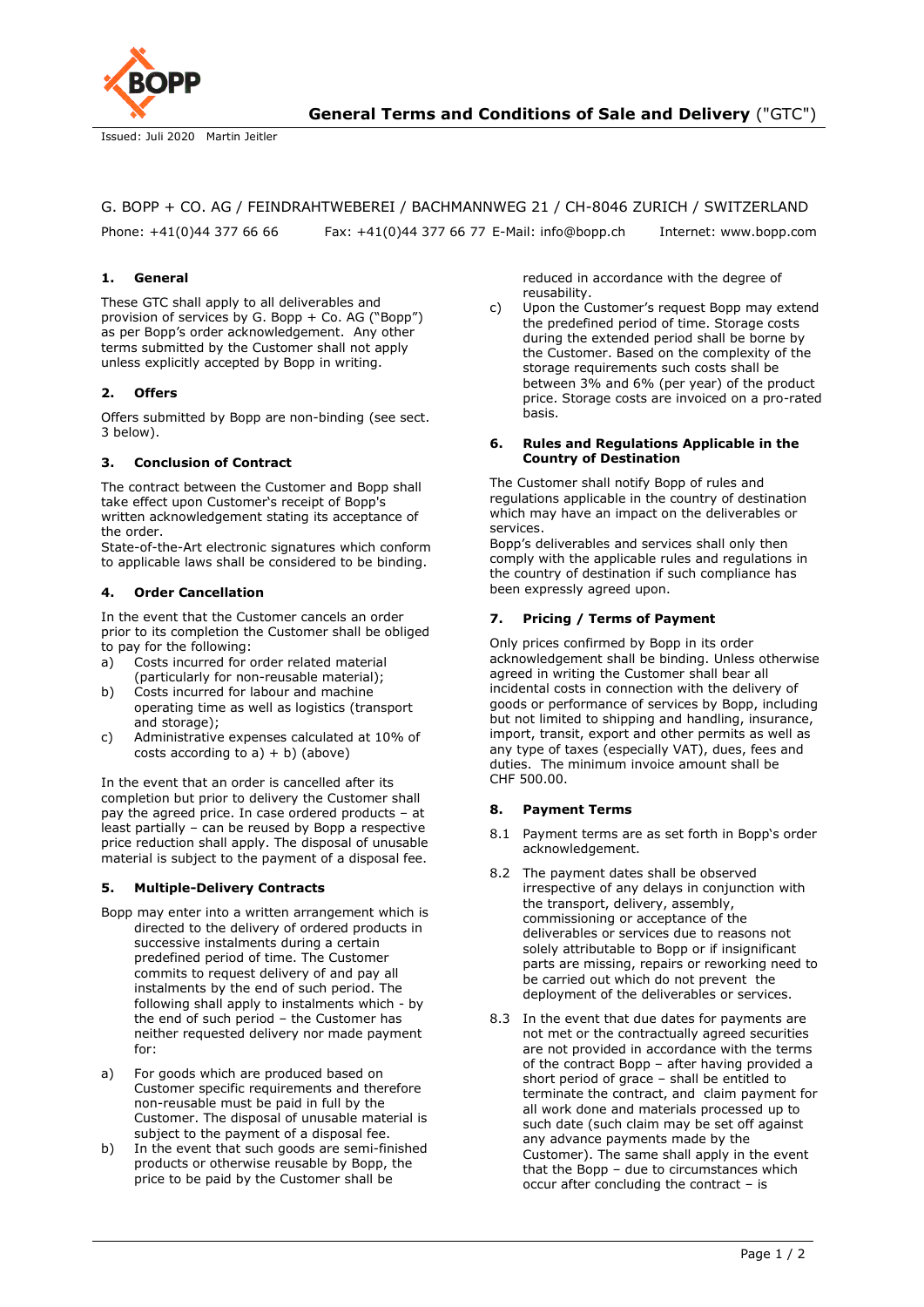# General Terms and Conditions of Sale and Delivery ("GTC")

Issued: Juli 2020 Martin Jeitler

G. BOPP + CO. AG / FEINDRAHTWEBEREI / BACHMANNWEG 21 / CH-8046 ZURICH / SWITZERLAND

Phone: +41(0)44 377 66 66 Fax: +41(0)44 377 66 77 E-Mail: info@bopp.ch Internet: www.bopp.com

## 1. General

These GTC shall apply to all deliverables and provision of services by G. Bopp + Co. AG ("Bopp") as per Bopp's order acknowledgement. Any other terms submitted by the Customer shall not apply unless explicitly accepted by Bopp in writing.

## 2. Offers

Offers submitted by Bopp are non-binding (see sect. 3 below).

## 3. Conclusion of Contract

The contract between the Customer and Bopp shall take effect upon Customer's receipt of Bopp's written acknowledgement stating its acceptance of the order.
State-of-the-Art electronic signatures which conform to applicable laws shall be considered to be binding.

## 4. Order Cancellation

In the event that the Customer cancels an order prior to its completion the Customer shall be obliged to pay for the following:

a) Costs incurred for order related material (particularly for non-reusable material);
b) Costs incurred for labour and machine operating time as well as logistics (transport and storage);
c) Administrative expenses calculated at 10% of costs according to a) + b) (above)

In the event that an order is cancelled after its completion but prior to delivery the Customer shall pay the agreed price. In case ordered products – at least partially – can be reused by Bopp a respective price reduction shall apply. The disposal of unusable material is subject to the payment of a disposal fee.

## 5. Multiple-Delivery Contracts

Bopp may enter into a written arrangement which is directed to the delivery of ordered products in successive instalments during a certain predefined period of time. The Customer commits to request delivery of and pay all instalments by the end of such period. The following shall apply to instalments which - by the end of such period – the Customer has neither requested delivery nor made payment for:

a) For goods which are produced based on Customer specific requirements and therefore non-reusable must be paid in full by the Customer. The disposal of unusable material is subject to the payment of a disposal fee.
b) In the event that such goods are semi-finished products or otherwise reusable by Bopp, the price to be paid by the Customer shall be reduced in accordance with the degree of reusability.
c) Upon the Customer's request Bopp may extend the predefined period of time. Storage costs during the extended period shall be borne by the Customer. Based on the complexity of the storage requirements such costs shall be between 3% and 6% (per year) of the product price. Storage costs are invoiced on a pro-rated basis.

## 6. Rules and Regulations Applicable in the Country of Destination

The Customer shall notify Bopp of rules and regulations applicable in the country of destination which may have an impact on the deliverables or services.
Bopp's deliverables and services shall only then comply with the applicable rules and regulations in the country of destination if such compliance has been expressly agreed upon.

## 7. Pricing / Terms of Payment

Only prices confirmed by Bopp in its order acknowledgement shall be binding. Unless otherwise agreed in writing the Customer shall bear all incidental costs in connection with the delivery of goods or performance of services by Bopp, including but not limited to shipping and handling, insurance, import, transit, export and other permits as well as any type of taxes (especially VAT), dues, fees and duties. The minimum invoice amount shall be CHF 500.00.

## 8. Payment Terms

8.1 Payment terms are as set forth in Bopp's order acknowledgement.

8.2 The payment dates shall be observed irrespective of any delays in conjunction with the transport, delivery, assembly, commissioning or acceptance of the deliverables or services due to reasons not solely attributable to Bopp or if insignificant parts are missing, repairs or reworking need to be carried out which do not prevent the deployment of the deliverables or services.

8.3 In the event that due dates for payments are not met or the contractually agreed securities are not provided in accordance with the terms of the contract Bopp – after having provided a short period of grace – shall be entitled to terminate the contract, and claim payment for all work done and materials processed up to such date (such claim may be set off against any advance payments made by the Customer). The same shall apply in the event that the Bopp – due to circumstances which occur after concluding the contract – is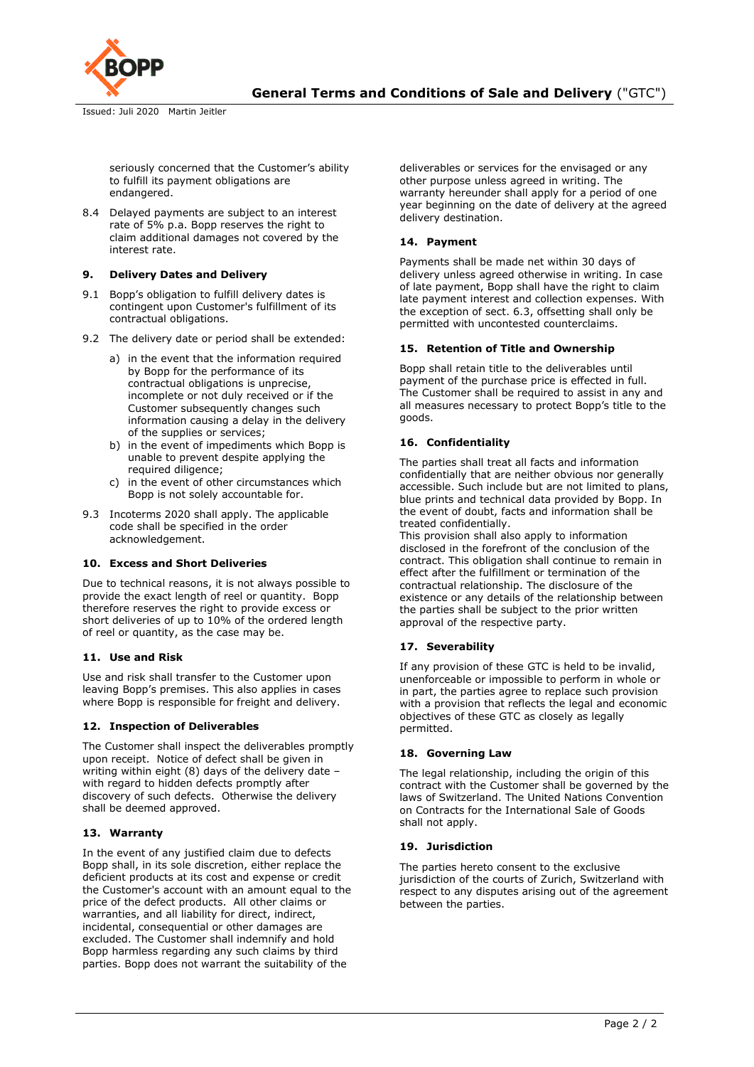seriously concerned that the Customer's ability to fulfill its payment obligations are endangered.

8.4 Delayed payments are subject to an interest rate of 5% p.a. Bopp reserves the right to claim additional damages not covered by the interest rate.

## 9. Delivery Dates and Delivery

9.1 Bopp's obligation to fulfill delivery dates is contingent upon Customer's fulfillment of its contractual obligations.

9.2 The delivery date or period shall be extended:

a) in the event that the information required by Bopp for the performance of its contractual obligations is unprecise, incomplete or not duly received or if the Customer subsequently changes such information causing a delay in the delivery of the supplies or services;
b) in the event of impediments which Bopp is unable to prevent despite applying the required diligence;
c) in the event of other circumstances which Bopp is not solely accountable for.

9.3 Incoterms 2020 shall apply. The applicable code shall be specified in the order acknowledgement.

## 10. Excess and Short Deliveries

Due to technical reasons, it is not always possible to provide the exact length of reel or quantity. Bopp therefore reserves the right to provide excess or short deliveries of up to 10% of the ordered length of reel or quantity, as the case may be.

## 11. Use and Risk

Use and risk shall transfer to the Customer upon leaving Bopp's premises. This also applies in cases where Bopp is responsible for freight and delivery.

## 12. Inspection of Deliverables

The Customer shall inspect the deliverables promptly upon receipt. Notice of defect shall be given in writing within eight (8) days of the delivery date – with regard to hidden defects promptly after discovery of such defects. Otherwise the delivery shall be deemed approved.

## 13. Warranty

In the event of any justified claim due to defects Bopp shall, in its sole discretion, either replace the deficient products at its cost and expense or credit the Customer's account with an amount equal to the price of the defect products. All other claims or warranties, and all liability for direct, indirect, incidental, consequential or other damages are excluded. The Customer shall indemnify and hold Bopp harmless regarding any such claims by third parties. Bopp does not warrant the suitability of the deliverables or services for the envisaged or any other purpose unless agreed in writing. The warranty hereunder shall apply for a period of one year beginning on the date of delivery at the agreed delivery destination.

## 14. Payment

Payments shall be made net within 30 days of delivery unless agreed otherwise in writing. In case of late payment, Bopp shall have the right to claim late payment interest and collection expenses. With the exception of sect. 6.3, offsetting shall only be permitted with uncontested counterclaims.

## 15. Retention of Title and Ownership

Bopp shall retain title to the deliverables until payment of the purchase price is effected in full. The Customer shall be required to assist in any and all measures necessary to protect Bopp's title to the goods.

## 16. Confidentiality

The parties shall treat all facts and information confidentially that are neither obvious nor generally accessible. Such include but are not limited to plans, blue prints and technical data provided by Bopp. In the event of doubt, facts and information shall be treated confidentially.
This provision shall also apply to information disclosed in the forefront of the conclusion of the contract. This obligation shall continue to remain in effect after the fulfillment or termination of the contractual relationship. The disclosure of the existence or any details of the relationship between the parties shall be subject to the prior written approval of the respective party.

## 17. Severability

If any provision of these GTC is held to be invalid, unenforceable or impossible to perform in whole or in part, the parties agree to replace such provision with a provision that reflects the legal and economic objectives of these GTC as closely as legally permitted.

## 18. Governing Law

The legal relationship, including the origin of this contract with the Customer shall be governed by the laws of Switzerland. The United Nations Convention on Contracts for the International Sale of Goods shall not apply.

## 19. Jurisdiction

The parties hereto consent to the exclusive jurisdiction of the courts of Zurich, Switzerland with respect to any disputes arising out of the agreement between the parties.